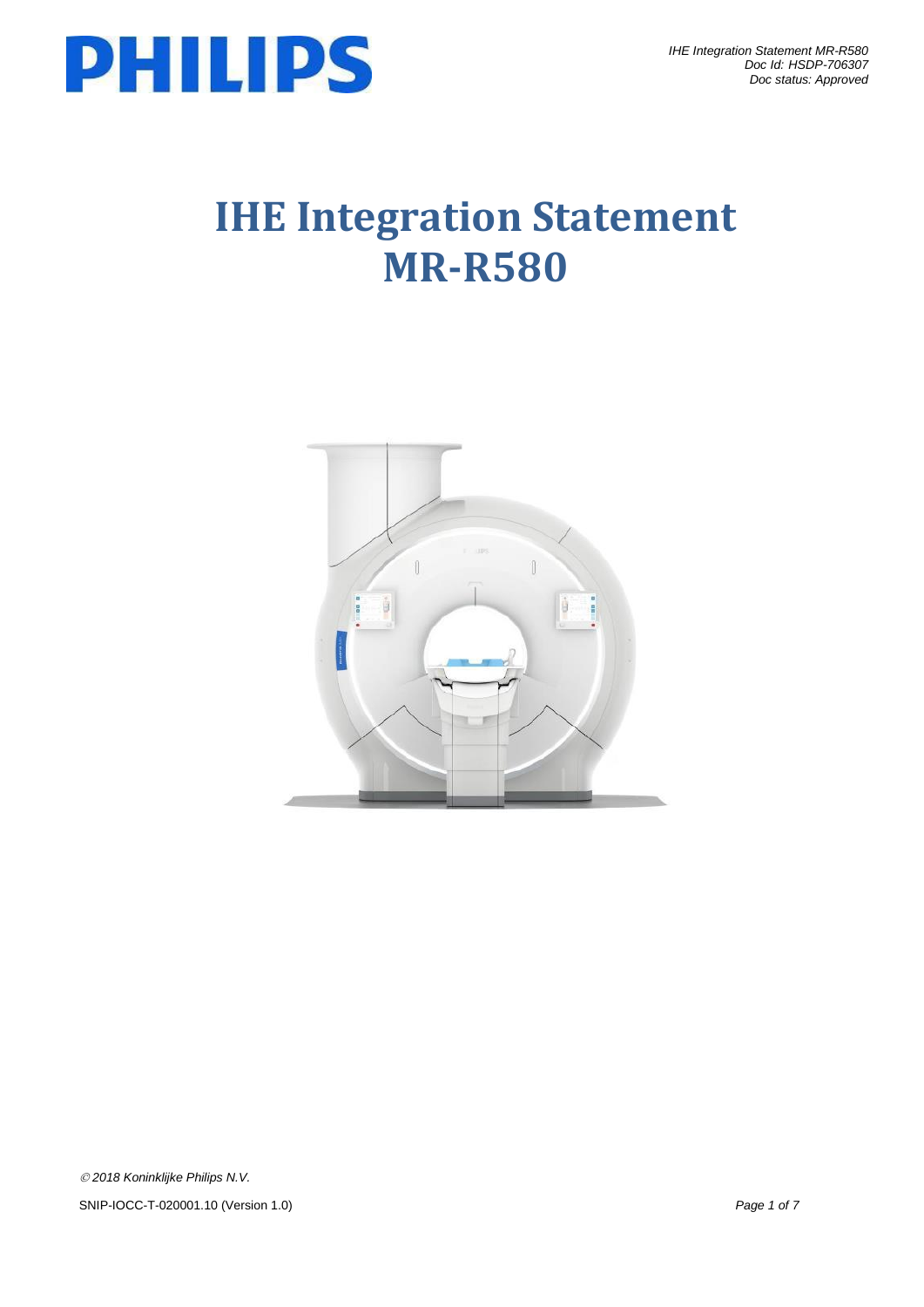# IHE Integration Statement MR-R580

© 2018 Koninklijke Philips N.V.

SNIP-IOCC-T-020001.10 (Version 1.0)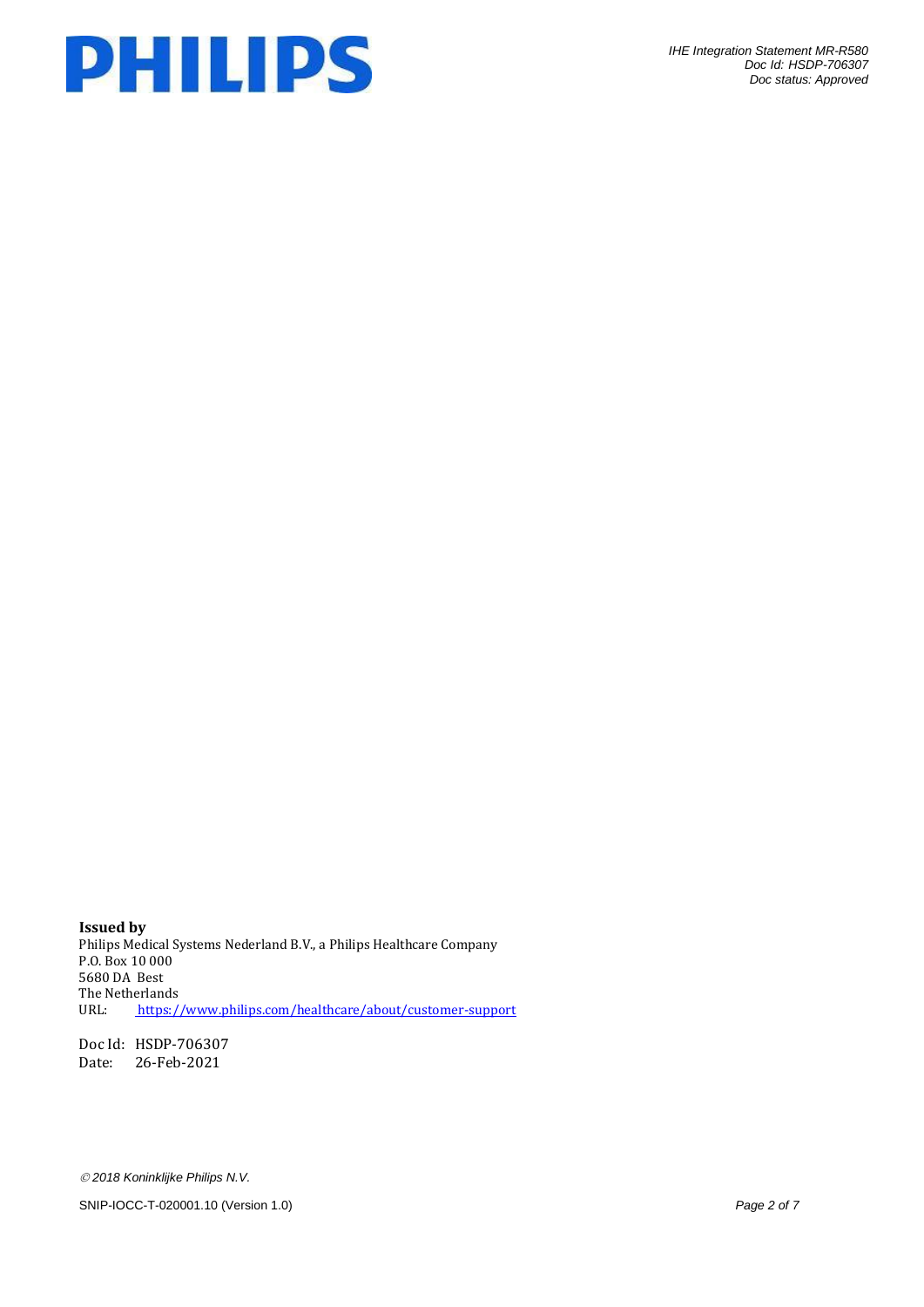**Issued by**
Philips Medical Systems Nederland B.V., a Philips Healthcare Company
P.O. Box 10 000
5680 DA Best
The Netherlands
URL: https://www.philips.com/healthcare/about/customer-support

Doc Id: HSDP-706307
Date: 26-Feb-2021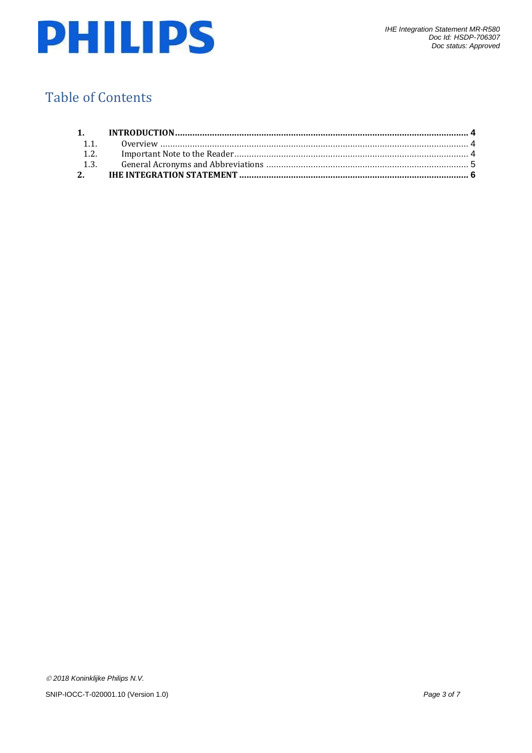# Table of Contents

| | | |
|---|---|---|
| **1.** | **INTRODUCTION** | **4** |
| 1.1. | Overview | 4 |
| 1.2. | Important Note to the Reader | 4 |
| 1.3. | General Acronyms and Abbreviations | 5 |
| **2.** | **IHE INTEGRATION STATEMENT** | **6** |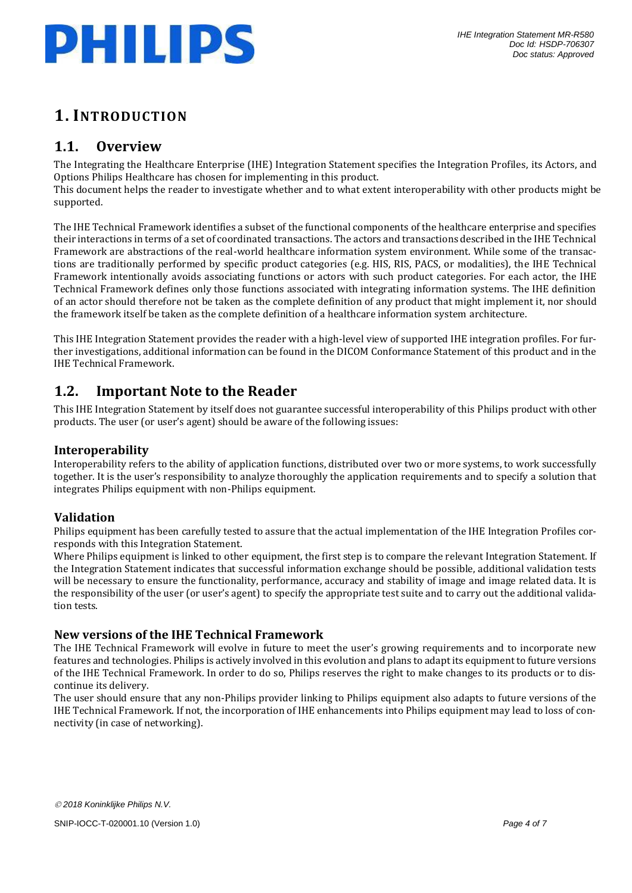# 1. INTRODUCTION

## 1.1. Overview

The Integrating the Healthcare Enterprise (IHE) Integration Statement specifies the Integration Profiles, its Actors, and Options Philips Healthcare has chosen for implementing in this product.
This document helps the reader to investigate whether and to what extent interoperability with other products might be supported.

The IHE Technical Framework identifies a subset of the functional components of the healthcare enterprise and specifies their interactions in terms of a set of coordinated transactions. The actors and transactions described in the IHE Technical Framework are abstractions of the real-world healthcare information system environment. While some of the transactions are traditionally performed by specific product categories (e.g. HIS, RIS, PACS, or modalities), the IHE Technical Framework intentionally avoids associating functions or actors with such product categories. For each actor, the IHE Technical Framework defines only those functions associated with integrating information systems. The IHE definition of an actor should therefore not be taken as the complete definition of any product that might implement it, nor should the framework itself be taken as the complete definition of a healthcare information system architecture.

This IHE Integration Statement provides the reader with a high-level view of supported IHE integration profiles. For further investigations, additional information can be found in the DICOM Conformance Statement of this product and in the IHE Technical Framework.

## 1.2. Important Note to the Reader

This IHE Integration Statement by itself does not guarantee successful interoperability of this Philips product with other products. The user (or user's agent) should be aware of the following issues:

### Interoperability

Interoperability refers to the ability of application functions, distributed over two or more systems, to work successfully together. It is the user's responsibility to analyze thoroughly the application requirements and to specify a solution that integrates Philips equipment with non-Philips equipment.

### Validation

Philips equipment has been carefully tested to assure that the actual implementation of the IHE Integration Profiles corresponds with this Integration Statement.
Where Philips equipment is linked to other equipment, the first step is to compare the relevant Integration Statement. If the Integration Statement indicates that successful information exchange should be possible, additional validation tests will be necessary to ensure the functionality, performance, accuracy and stability of image and image related data. It is the responsibility of the user (or user's agent) to specify the appropriate test suite and to carry out the additional validation tests.

### New versions of the IHE Technical Framework

The IHE Technical Framework will evolve in future to meet the user's growing requirements and to incorporate new features and technologies. Philips is actively involved in this evolution and plans to adapt its equipment to future versions of the IHE Technical Framework. In order to do so, Philips reserves the right to make changes to its products or to discontinue its delivery.
The user should ensure that any non-Philips provider linking to Philips equipment also adapts to future versions of the IHE Technical Framework. If not, the incorporation of IHE enhancements into Philips equipment may lead to loss of connectivity (in case of networking).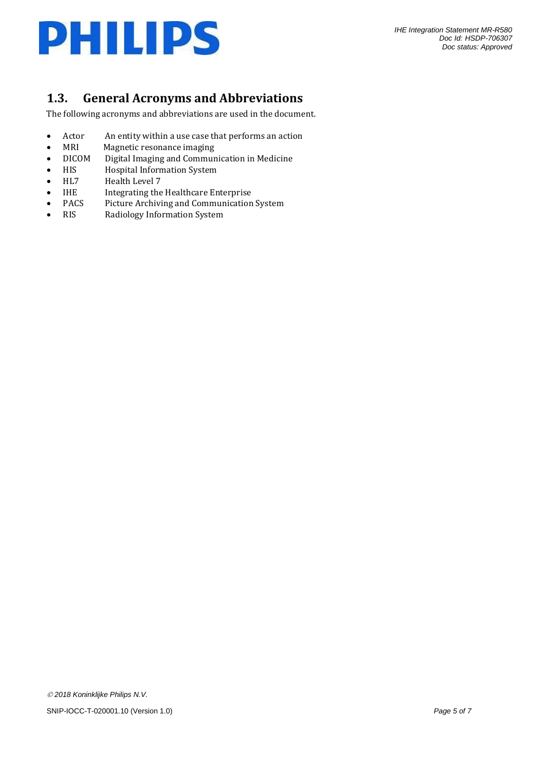## 1.3. General Acronyms and Abbreviations

The following acronyms and abbreviations are used in the document.

- Actor — An entity within a use case that performs an action
- MRI — Magnetic resonance imaging
- DICOM — Digital Imaging and Communication in Medicine
- HIS — Hospital Information System
- HL7 — Health Level 7
- IHE — Integrating the Healthcare Enterprise
- PACS — Picture Archiving and Communication System
- RIS — Radiology Information System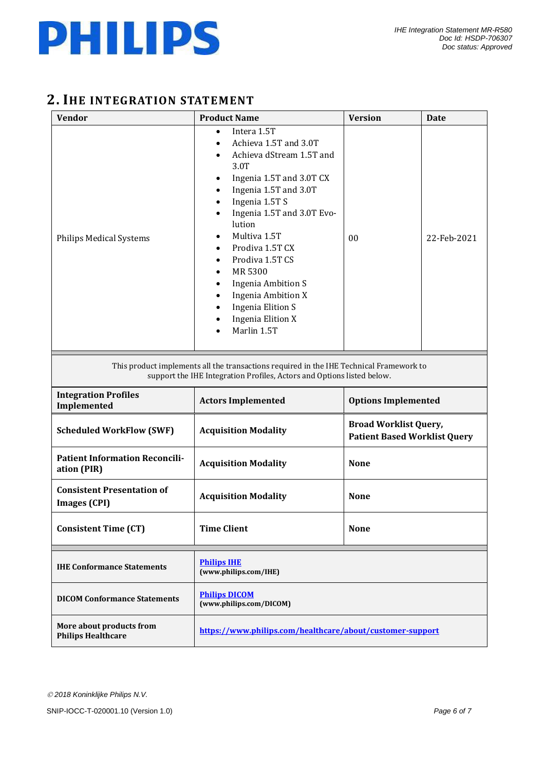## 2. IHE INTEGRATION STATEMENT

| Vendor | Product Name | Version | Date |
|---|---|---|---|
| Philips Medical Systems | • Intera 1.5T<br>• Achieva 1.5T and 3.0T<br>• Achieva dStream 1.5T and 3.0T<br>• Ingenia 1.5T and 3.0T CX<br>• Ingenia 1.5T and 3.0T<br>• Ingenia 1.5T S<br>• Ingenia 1.5T and 3.0T Evolution<br>• Multiva 1.5T<br>• Prodiva 1.5T CX<br>• Prodiva 1.5T CS<br>• MR 5300<br>• Ingenia Ambition S<br>• Ingenia Ambition X<br>• Ingenia Elition S<br>• Ingenia Elition X<br>• Marlin 1.5T | 00 | 22-Feb-2021 |

This product implements all the transactions required in the IHE Technical Framework to support the IHE Integration Profiles, Actors and Options listed below.

| Integration Profiles Implemented | Actors Implemented | Options Implemented |
|---|---|---|
| **Scheduled WorkFlow (SWF)** | **Acquisition Modality** | **Broad Worklist Query, Patient Based Worklist Query** |
| **Patient Information Reconciliation (PIR)** | **Acquisition Modality** | **None** |
| **Consistent Presentation of Images (CPI)** | **Acquisition Modality** | **None** |
| **Consistent Time (CT)** | **Time Client** | **None** |

| | |
|---|---|
| **IHE Conformance Statements** | **Philips IHE** (www.philips.com/IHE) |
| **DICOM Conformance Statements** | **Philips DICOM** (www.philips.com/DICOM) |
| **More about products from Philips Healthcare** | **https://www.philips.com/healthcare/about/customer-support** |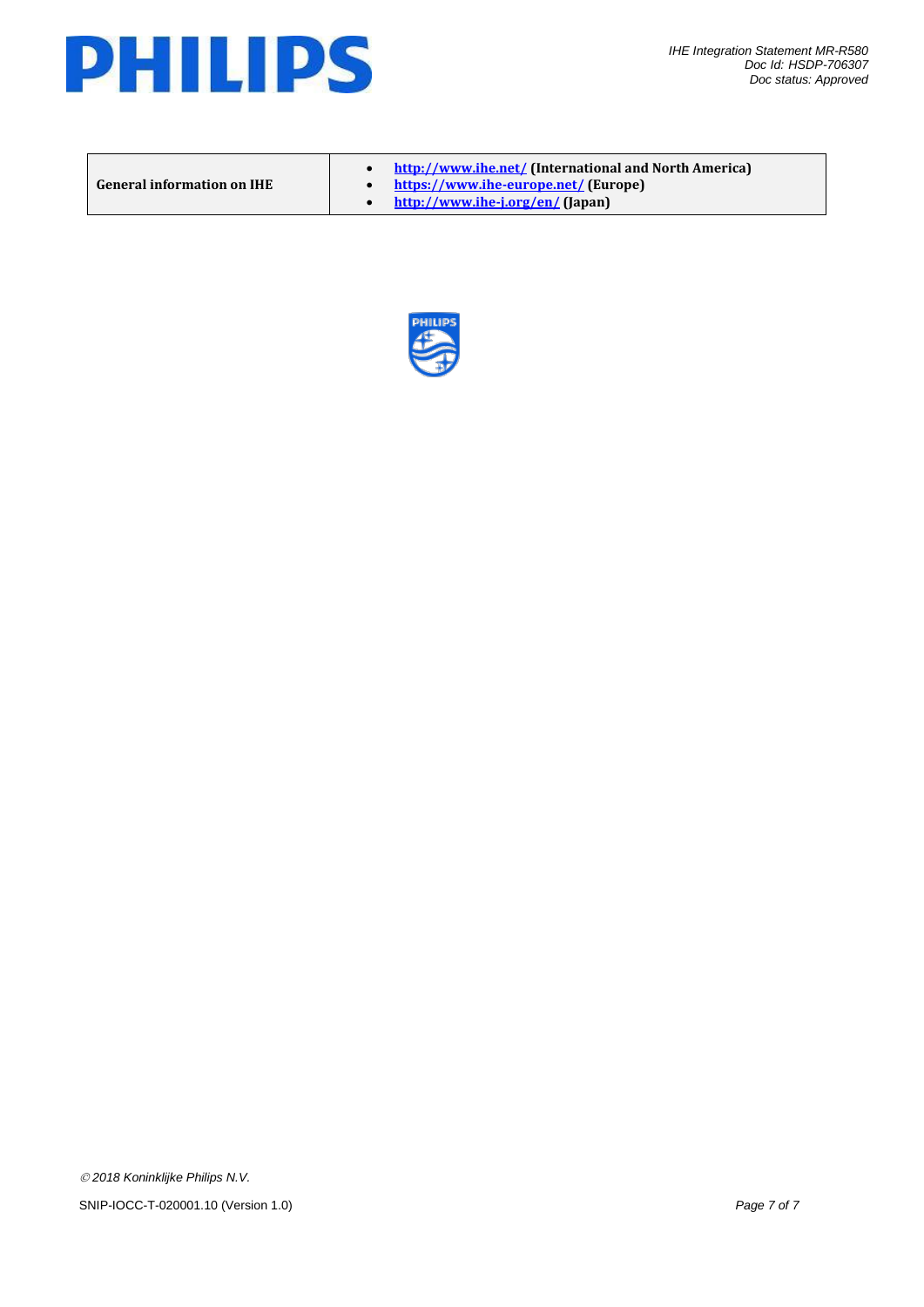| | |
|---|---|
| **General information on IHE** | • **http://www.ihe.net/ (International and North America)**<br>• **https://www.ihe-europe.net/ (Europe)**<br>• **http://www.ihe-j.org/en/ (Japan)** |

*© 2018 Koninklijke Philips N.V.*

SNIP-IOCC-T-020001.10 (Version 1.0)